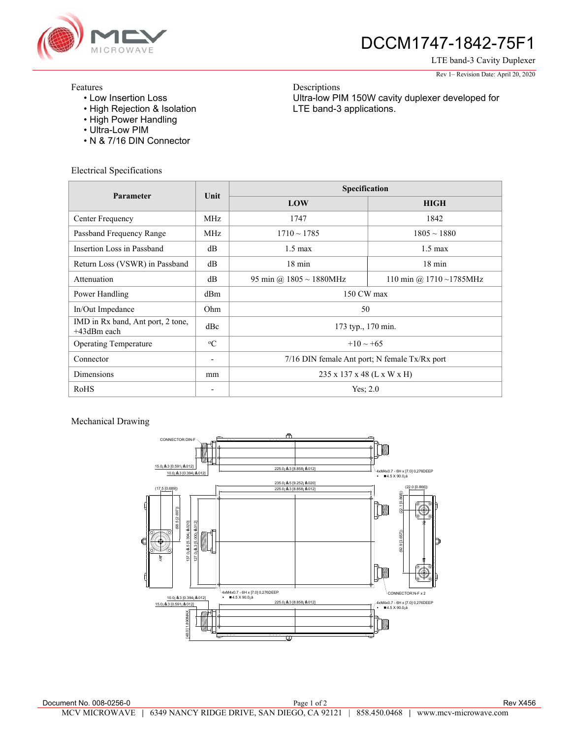# DCCM1747-1842-75F1

LTE band-3 Cavity Duplexer

Rev 1– Revision Date: April 20, 2020

Features

- Low Insertion Loss
- High Rejection & Isolation
- High Power Handling
- Ultra-Low PIM
- N & 7/16 DIN Connector

Descriptions

Ultra-low PIM 150W cavity duplexer developed for LTE band-3 applications.

## Electrical Specifications

| Parameter | Unit | Specification | |
|---|---|---|---|
| | | **LOW** | **HIGH** |
| Center Frequency | MHz | 1747 | 1842 |
| Passband Frequency Range | MHz | 1710 ~ 1785 | 1805 ~ 1880 |
| Insertion Loss in Passband | dB | 1.5 max | 1.5 max |
| Return Loss (VSWR) in Passband | dB | 18 min | 18 min |
| Attenuation | dB | 95 min @ 1805 ~ 1880MHz | 110 min @ 1710 ~1785MHz |
| Power Handling | dBm | 150 CW max | |
| In/Out Impedance | Ohm | 50 | |
| IMD in Rx band, Ant port, 2 tone, +43dBm each | dBc | 173 typ., 170 min. | |
| Operating Temperature | ºC | +10 ~ +65 | |
| Connector | - | 7/16 DIN female Ant port; N female Tx/Rx port | |
| Dimensions | mm | 235 x 137 x 48 (L x W x H) | |
| RoHS | - | Yes; 2.0 | |

## Mechanical Drawing

CONNECTOR:DIN-F

15.0±0.3 [0.591±0.012]

10.0±0.3 [0.394±0.012]

225.0±0.3 [8.858±0.012]

4xM4x0.7 - 6H x [7.0] 0,276DEEP
4.5 X 90.0°

235.0±0.5 [9.252±0.020]

225.0±0.3 [8.858±0.012]

(17.5 [0.689])

(22.0 [0.866])

(68.5 [2.697])

137.0±0.5 [5.394±0.020]

127.0±0.3 [5.000±0.012]

(22.1 [0.868])

(92.9 [3.657])

ANT

TX

RX

4xM4x0.7 - 6H x [7.0] 0,276DEEP
4.5 X 90.0°

CONNECTOR:N-F x 2

10.0±0.3 [0.394±0.012]

15.0±0.3 [0.591±0.012]

225.0±0.3 [8.858±0.012]

4xM4x0.7 - 6H x [7.0] 0,276DEEP
4.5 X 90.0°

[48.0] 1.890MAX

Document No. 008-0256-0

Rev X456

MCV MICROWAVE | 6349 NANCY RIDGE DRIVE, SAN DIEGO, CA 92121 | 858.450.0468 | www.mcv-microwave.com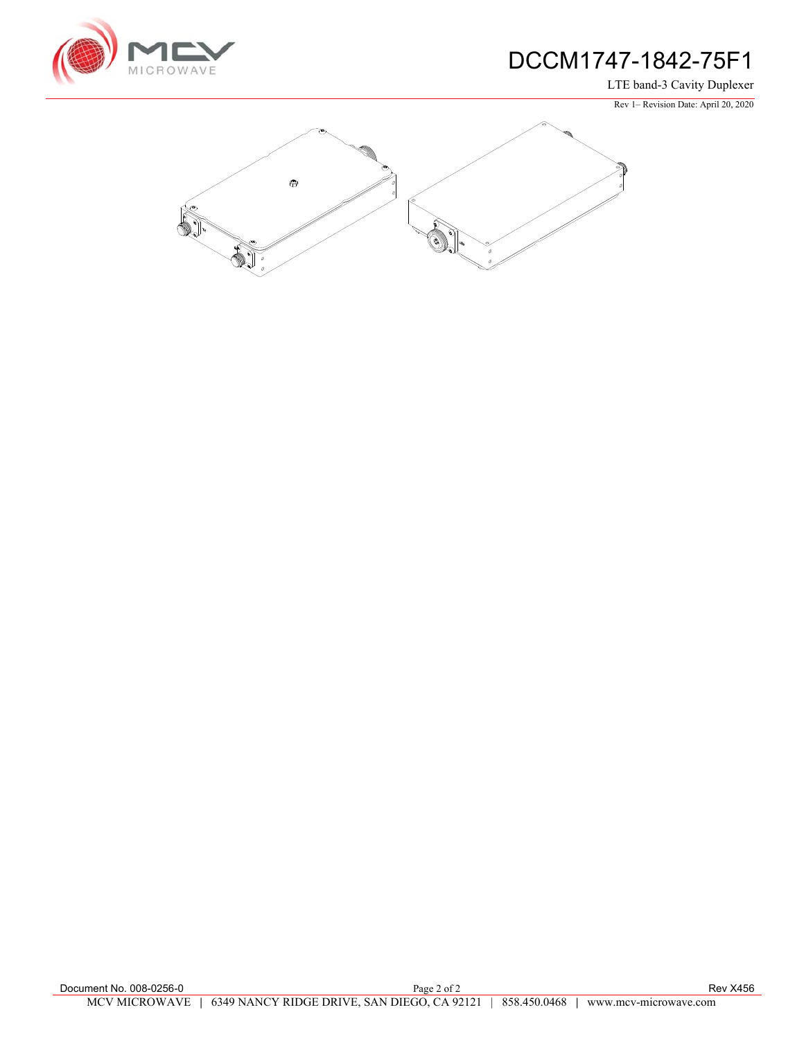# DCCM1747-1842-75F1

LTE band-3 Cavity Duplexer

Rev 1– Revision Date: April 20, 2020